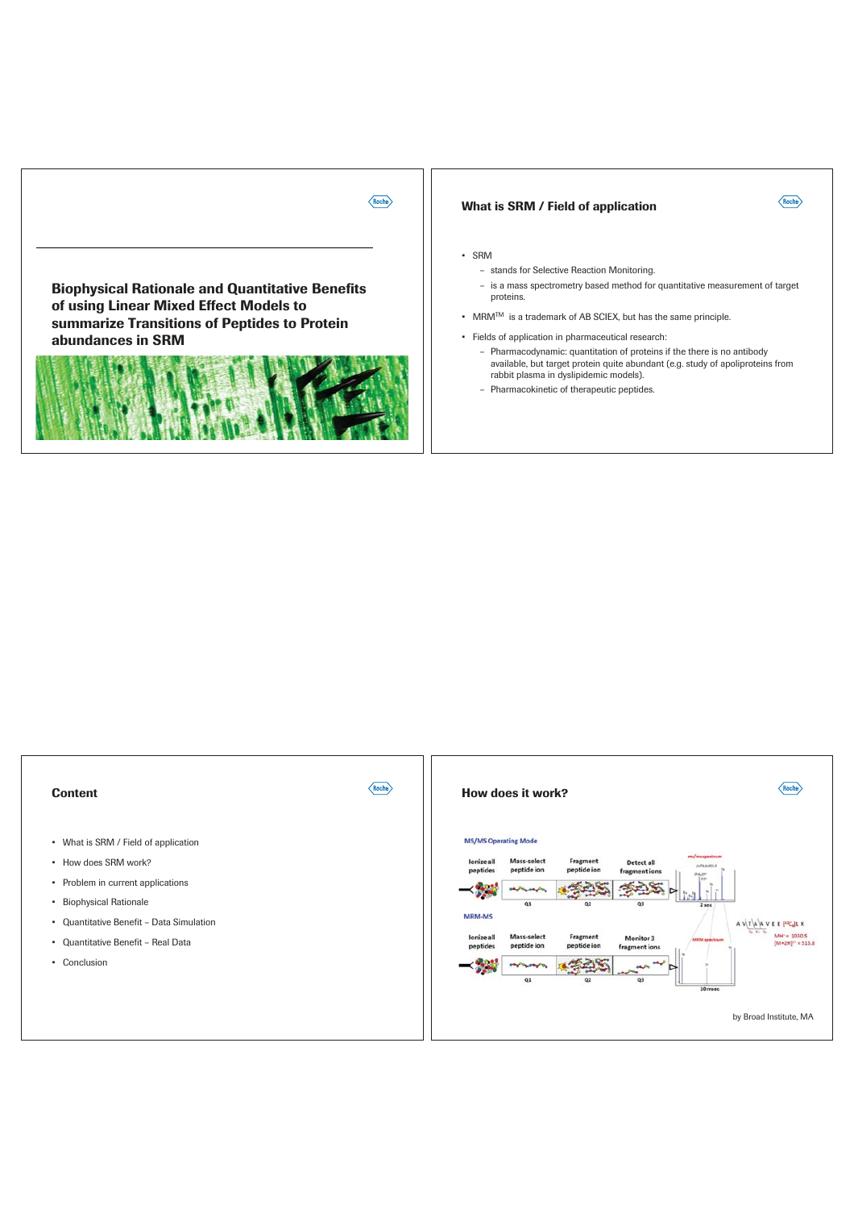# Biophysical Rationale and Quantitative Benefits of using Linear Mixed Effect Models to summarize Transitions of Peptides to Protein abundances in SRM

## What is SRM / Field of application

- SRM
  - stands for Selective Reaction Monitoring.
  - is a mass spectrometry based method for quantitative measurement of target proteins.
- MRM[TM] is a trademark of AB SCIEX, but has the same principle.
- Fields of application in pharmaceutical research:
  - Pharmacodynamic: quantitation of proteins if the there is no antibody available, but target protein quite abundant (e.g. study of apoliproteins from rabbit plasma in dyslipidemic models).
  - Pharmacokinetic of therapeutic peptides.

## Content

- What is SRM / Field of application
- How does SRM work?
- Problem in current applications
- Biophysical Rationale
- Quantitative Benefit – Data Simulation
- Quantitative Benefit – Real Data
- Conclusion

## How does it work?

MS/MS Operating Mode

Ionize all peptides → Mass-select peptide ion (Q1) → Fragment peptide ion (Q2) → Detect all fragment ions (Q3) → ms/ms spectrum (2 sec)

MRM-MS

Ionize all peptides → Mass-select peptide ion (Q1) → Fragment peptide ion (Q2) → Monitor 3 fragment ions (Q3) → MRM spectrum (10 msec)

A V T A A V E E [$^{13}C_6$]L K

$MH^+ = 1030.5$

$[M+2H]^{2+} = 515.8$

by Broad Institute, MA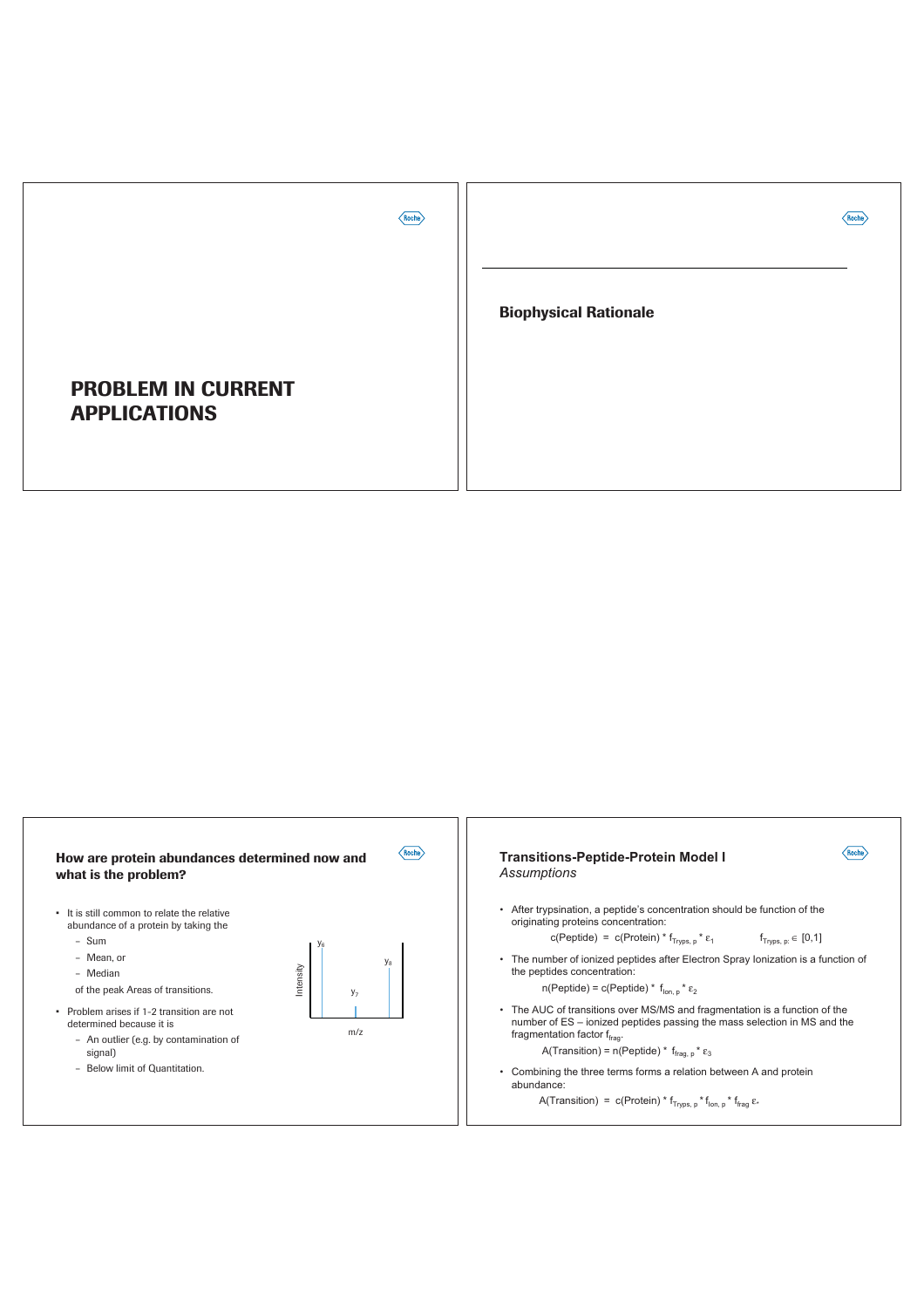# PROBLEM IN CURRENT APPLICATIONS

## Biophysical Rationale

## How are protein abundances determined now and what is the problem?

- It is still common to relate the relative abundance of a protein by taking the
  - Sum
  - Mean, or
  - Median

  of the peak Areas of transitions.
- Problem arises if 1-2 transition are not determined because it is
  - An outlier (e.g. by contamination of signal)
  - Below limit of Quantitation.

Intensity — $y_6$, $y_7$, $y_8$ — m/z

## Transitions-Peptide-Protein Model I

*Assumptions*

- After trypsination, a peptide's concentration should be function of the originating proteins concentration:

  $$c(\text{Peptide}) = c(\text{Protein}) * f_{\text{Tryps, p}} * \varepsilon_1 \qquad f_{\text{Tryps, p}} \in [0,1]$$

- The number of ionized peptides after Electron Spray Ionization is a function of the peptides concentration:

  $$n(\text{Peptide}) = c(\text{Peptide}) * f_{\text{Ion, p}} * \varepsilon_2$$

- The AUC of transitions over MS/MS and fragmentation is a function of the number of ES – ionized peptides passing the mass selection in MS and the fragmentation factor $f_{\text{frag}}$.

  $$A(\text{Transition}) = n(\text{Peptide}) * f_{\text{frag, p}} * \varepsilon_3$$

- Combining the three terms forms a relation between A and protein abundance:

  $$A(\text{Transition}) = c(\text{Protein}) * f_{\text{Tryps, p}} * f_{\text{Ion, p}} * f_{\text{frag}}\, \varepsilon_*$$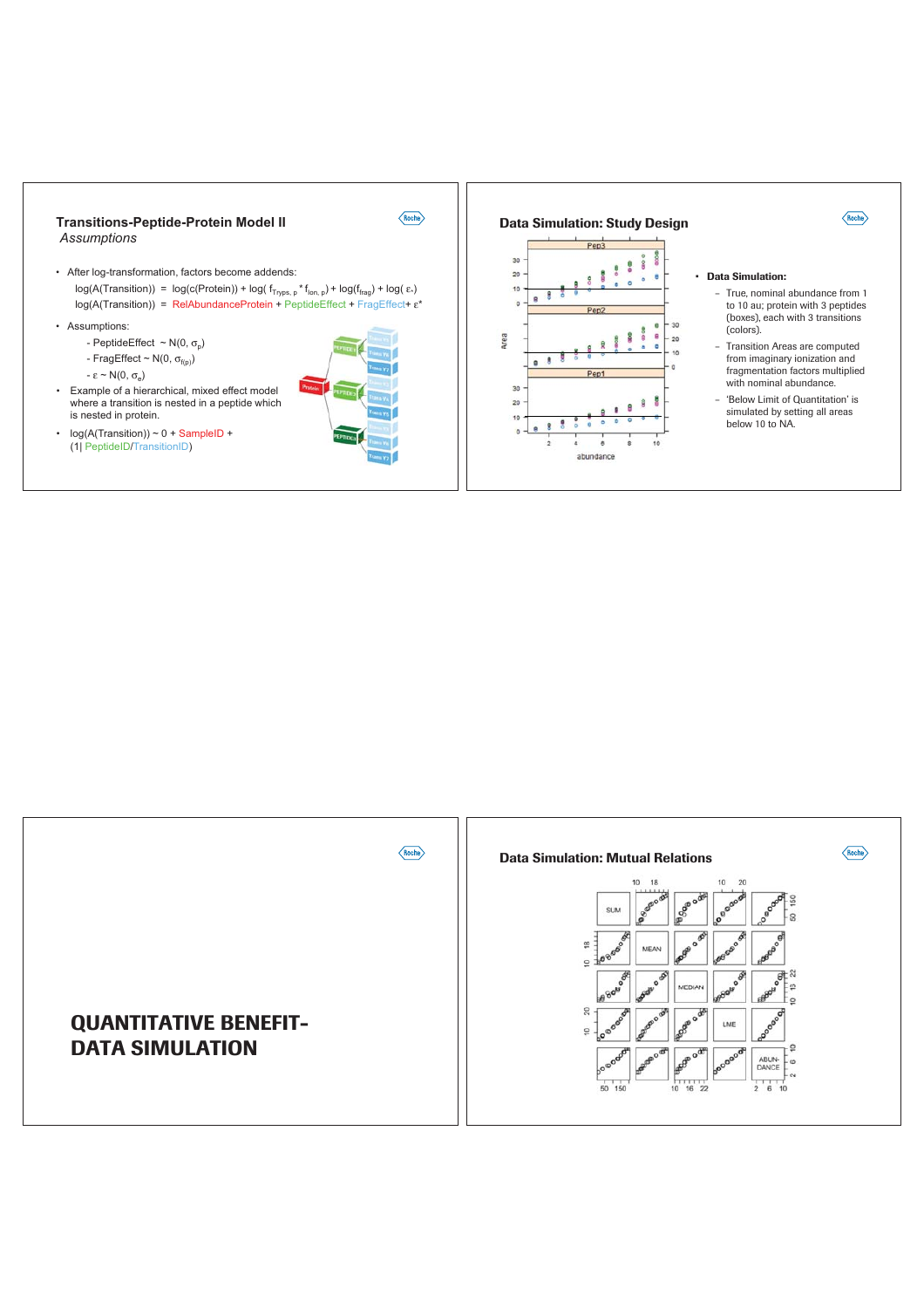## Transitions-Peptide-Protein Model II

*Assumptions*

- After log-transformation, factors become addends:

  log(A(Transition)) = log(c(Protein)) + log( $f_{Tryps,\,p}$ * $f_{Ion,\,p}$) + log($f_{frag}$) + log( $\varepsilon_*$)

  log(A(Transition)) = RelAbundanceProtein + PeptideEffect + FragEffect+ $\varepsilon$*

- Assumptions:
  - PeptideEffect ~ N(0, $\sigma_p$)
  - FragEffect ~ N(0, $\sigma_{f(p)}$)
  - $\varepsilon$ ~ N(0, $\sigma_e$)
- Example of a hierarchical, mixed effect model where a transition is nested in a peptide which is nested in protein.
- log(A(Transition)) ~ 0 + SampleID + (1| PeptideID/TransitionID)

## Data Simulation: Study Design

- **Data Simulation:**
  - True, nominal abundance from 1 to 10 au; protein with 3 peptides (boxes), each with 3 transitions (colors).
  - Transition Areas are computed from imaginary ionization and fragmentation factors multiplied with nominal abundance.
  - 'Below Limit of Quantitation' is simulated by setting all areas below 10 to NA.

# QUANTITATIVE BENEFIT-DATA SIMULATION

## Data Simulation: Mutual Relations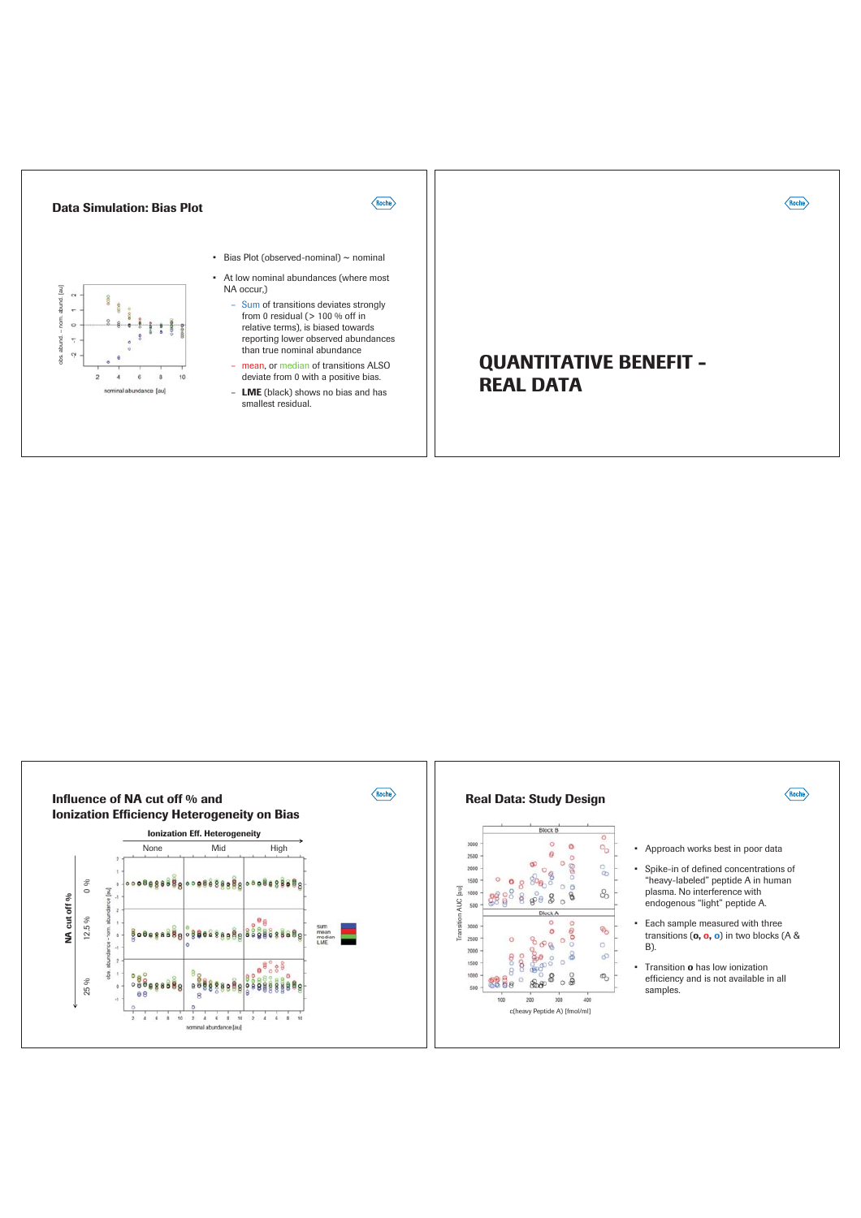## Data Simulation: Bias Plot

- Bias Plot (observed-nominal) ~ nominal
- At low nominal abundances (where most NA occur,)
  - Sum of transitions deviates strongly from 0 residual (> 100 % off in relative terms), is biased towards reporting lower observed abundances than true nominal abundance
  - mean, or median of transitions ALSO deviate from 0 with a positive bias.
  - **LME** (black) shows no bias and has smallest residual.

## QUANTITATIVE BENEFIT - REAL DATA

## Influence of NA cut off % and Ionization Efficiency Heterogeneity on Bias

## Real Data: Study Design

- Approach works best in poor data
- Spike-in of defined concentrations of "heavy-labeled" peptide A in human plasma. No interference with endogenous "light" peptide A.
- Each sample measured with three transitions (**o**, **o**, **o**) in two blocks (A & B).
- Transition **o** has low ionization efficiency and is not available in all samples.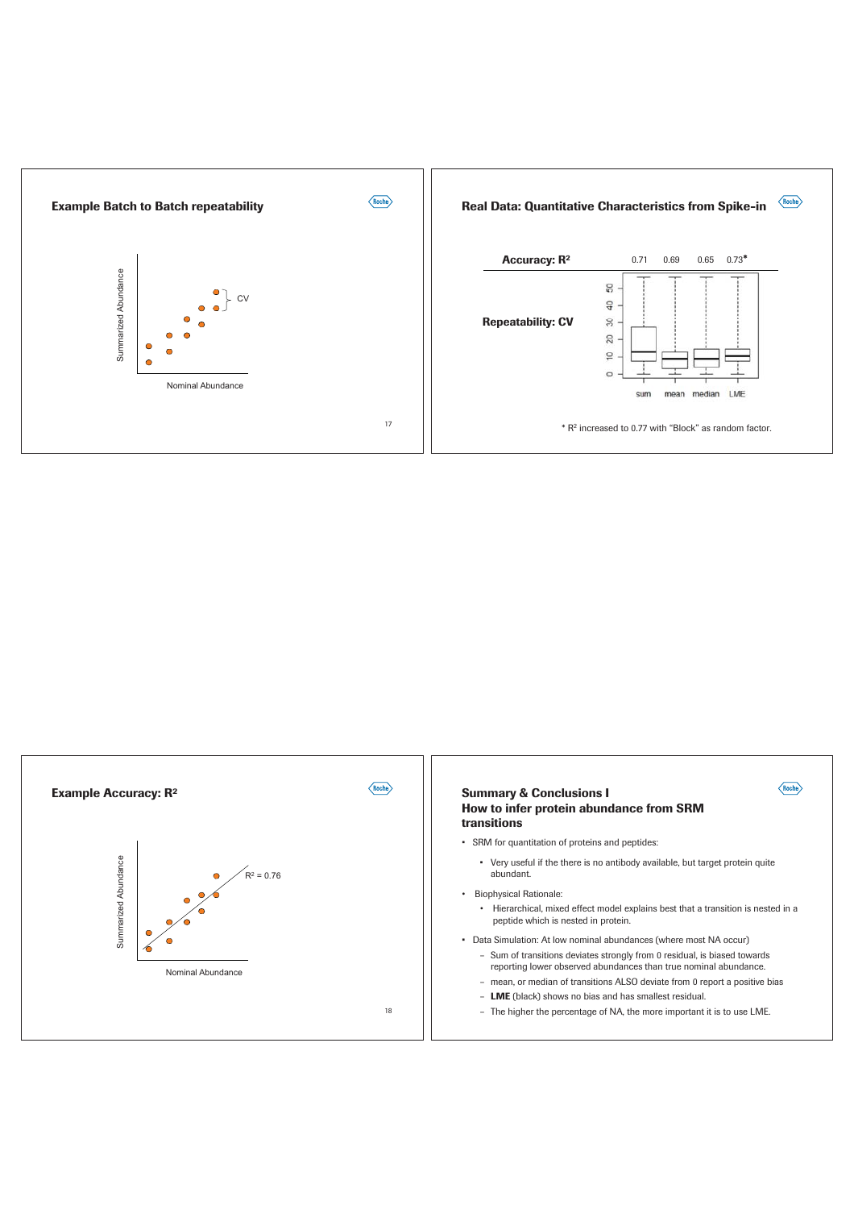## Example Batch to Batch repeatability

Summarized Abundance

CV

Nominal Abundance

## Real Data: Quantitative Characteristics from Spike-in

| | sum | mean | median | LME |
|---|---|---|---|---|
| **Accuracy: $R^2$** | 0.71 | 0.69 | 0.65 | 0.73* |
| **Repeatability: CV** | | | | |

\* $R^2$ increased to 0.77 with "Block" as random factor.

## Example Accuracy: $R^2$

Summarized Abundance

$R^2 = 0.76$

Nominal Abundance

## Summary & Conclusions I
## How to infer protein abundance from SRM transitions

- SRM for quantitation of proteins and peptides:
  - Very useful if the there is no antibody available, but target protein quite abundant.
- Biophysical Rationale:
  - Hierarchical, mixed effect model explains best that a transition is nested in a peptide which is nested in protein.
- Data Simulation: At low nominal abundances (where most NA occur)
  - Sum of transitions deviates strongly from 0 residual, is biased towards reporting lower observed abundances than true nominal abundance.
  - mean, or median of transitions ALSO deviate from 0 report a positive bias
  - **LME** (black) shows no bias and has smallest residual.
  - The higher the percentage of NA, the more important it is to use LME.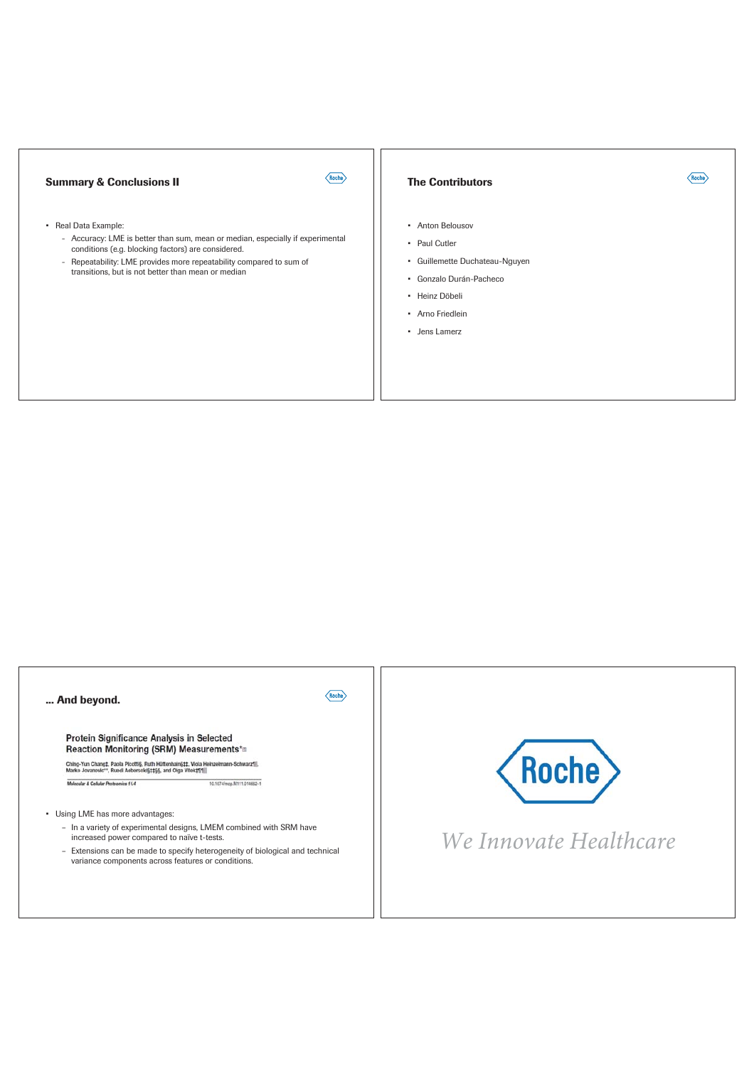## Summary & Conclusions II

- Real Data Example:
  - Accuracy: LME is better than sum, mean or median, especially if experimental conditions (e.g. blocking factors) are considered.
  - Repeatability: LME provides more repeatability compared to sum of transitions, but is not better than mean or median

## The Contributors

- Anton Belousov
- Paul Cutler
- Guillemette Duchateau-Nguyen
- Gonzalo Durán-Pacheco
- Heinz Döbeli
- Arno Friedlein
- Jens Lamerz

## ... And beyond.

**Protein Significance Analysis in Selected Reaction Monitoring (SRM) Measurements**

Ching-Yun Chang‡, Paola Picotti§, Ruth Hüttenhain§‡‡, Viola Heinzelmann-Schwarz¶||, Marko Jovanovic**, Ruedi Aebersold§‡‡§§, and Olga Vitek‡¶¶||

*Molecular & Cellular Proteomics 11.4* 10.1074/mcp.M111.014662-1

- Using LME has more advantages:
  - In a variety of experimental designs, LMEM combined with SRM have increased power compared to naïve t-tests.
  - Extensions can be made to specify heterogeneity of biological and technical variance components across features or conditions.

Roche

*We Innovate Healthcare*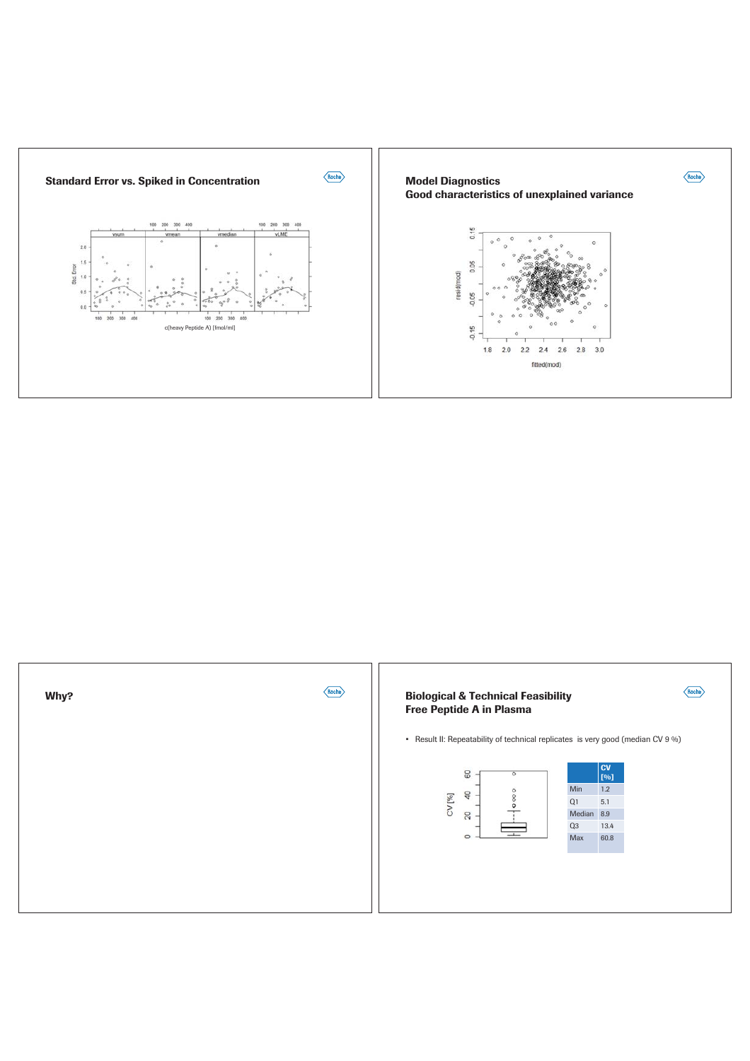## Standard Error vs. Spiked in Concentration

## Model Diagnostics
### Good characteristics of unexplained variance

## Why?

## Biological & Technical Feasibility
### Free Peptide A in Plasma

- Result II: Repeatability of technical replicates is very good (median CV 9 %)

| | CV [%] |
|---|---|
| Min | 1.2 |
| Q1 | 5.1 |
| Median | 8.9 |
| Q3 | 13.4 |
| Max | 60.8 |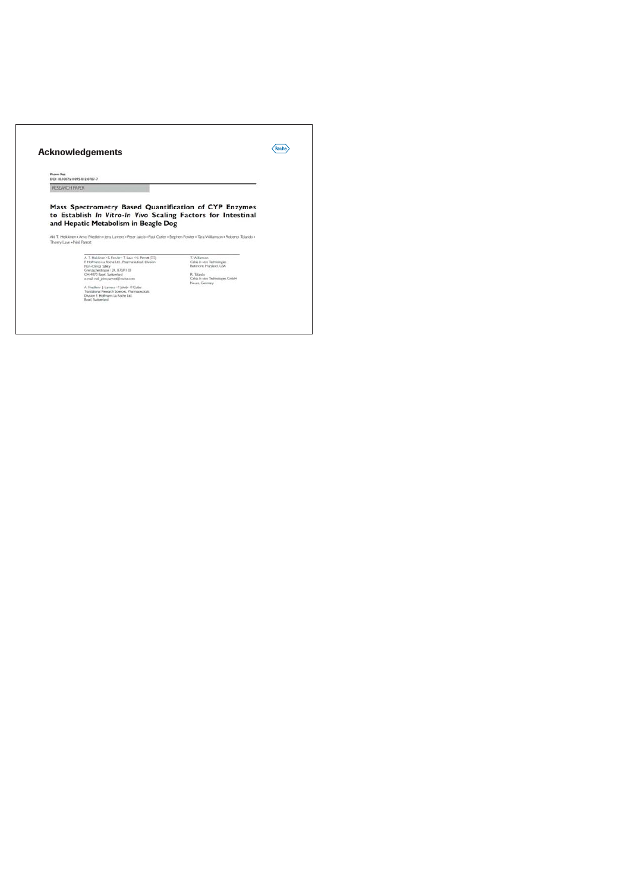## Acknowledgements

Roche

Pharm Res
DOI 10.1007/s11095-012-0707-7

RESEARCH PAPER

### Mass Spectrometry Based Quantification of CYP Enzymes to Establish *In Vitro-In Vivo* Scaling Factors for Intestinal and Hepatic Metabolism in Beagle Dog

Aki T. Heikkinen • Arno Friedlein • Jens Lamerz • Peter Jakob • Paul Cutler • Stephen Fowler • Tara Williamson • Roberto Tolando • Thierry Lave • Neil Parrott

A. T. Heikkinen · S. Fowler · T. Lave · N. Parrott (*)
F. Hoffmann-La Roche Ltd., Pharmaceuticals Division
Non-Clinical Safety
Grenzacherstrasse 124, 870/R13.30
CH-4070 Basel, Switzerland
e-mail: neil_john.parrott@roche.com

A. Friedlein · J. Lamerz · P. Jakob · P. Cutler
Translational Research Sciences, Pharmaceuticals
Division F. Hoffmann-La Roche Ltd.
Basel, Switzerland

T. Williamson
Celsis In vitro Technologies
Baltimore, Maryland, USA

R. Tolando
Celsis In vitro Technologies GmbH
Neuss, Germany